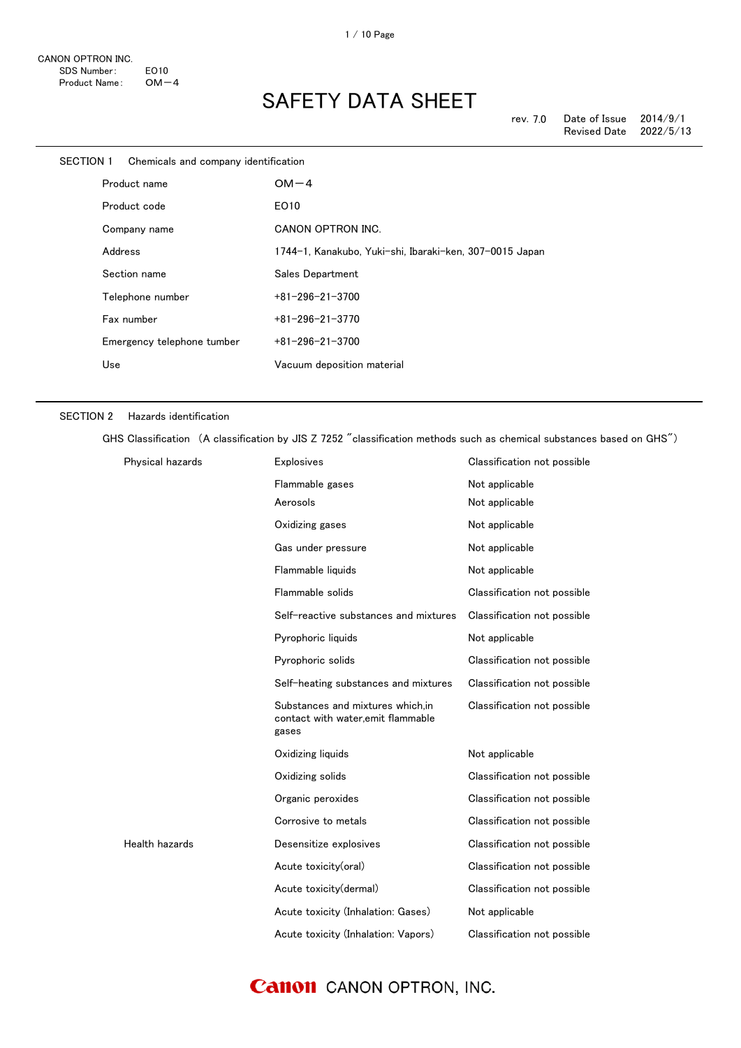CANON OPTRON INC.
SDS Number: EO10
Product Name: OM－4

# SAFETY DATA SHEET

rev. 7.0 Date of Issue 2014/9/1
Revised Date 2022/5/13

## SECTION 1 Chemicals and company identification

| | |
|---|---|
| Product name | OM－4 |
| Product code | EO10 |
| Company name | CANON OPTRON INC. |
| Address | 1744-1, Kanakubo, Yuki-shi, Ibaraki-ken, 307-0015 Japan |
| Section name | Sales Department |
| Telephone number | +81-296-21-3700 |
| Fax number | +81-296-21-3770 |
| Emergency telephone tumber | +81-296-21-3700 |
| Use | Vacuum deposition material |

## SECTION 2 Hazards identification

GHS Classification （A classification by JIS Z 7252 "classification methods such as chemical substances based on GHS"）

| | | |
|---|---|---|
| Physical hazards | Explosives | Classification not possible |
| | Flammable gases | Not applicable |
| | Aerosols | Not applicable |
| | Oxidizing gases | Not applicable |
| | Gas under pressure | Not applicable |
| | Flammable liquids | Not applicable |
| | Flammable solids | Classification not possible |
| | Self-reactive substances and mixtures | Classification not possible |
| | Pyrophoric liquids | Not applicable |
| | Pyrophoric solids | Classification not possible |
| | Self-heating substances and mixtures | Classification not possible |
| | Substances and mixtures which,in contact with water,emit flammable gases | Classification not possible |
| | Oxidizing liquids | Not applicable |
| | Oxidizing solids | Classification not possible |
| | Organic peroxides | Classification not possible |
| | Corrosive to metals | Classification not possible |
| Health hazards | Desensitize explosives | Classification not possible |
| | Acute toxicity(oral) | Classification not possible |
| | Acute toxicity(dermal) | Classification not possible |
| | Acute toxicity (Inhalation: Gases) | Not applicable |
| | Acute toxicity (Inhalation: Vapors) | Classification not possible |

CANON OPTRON, INC.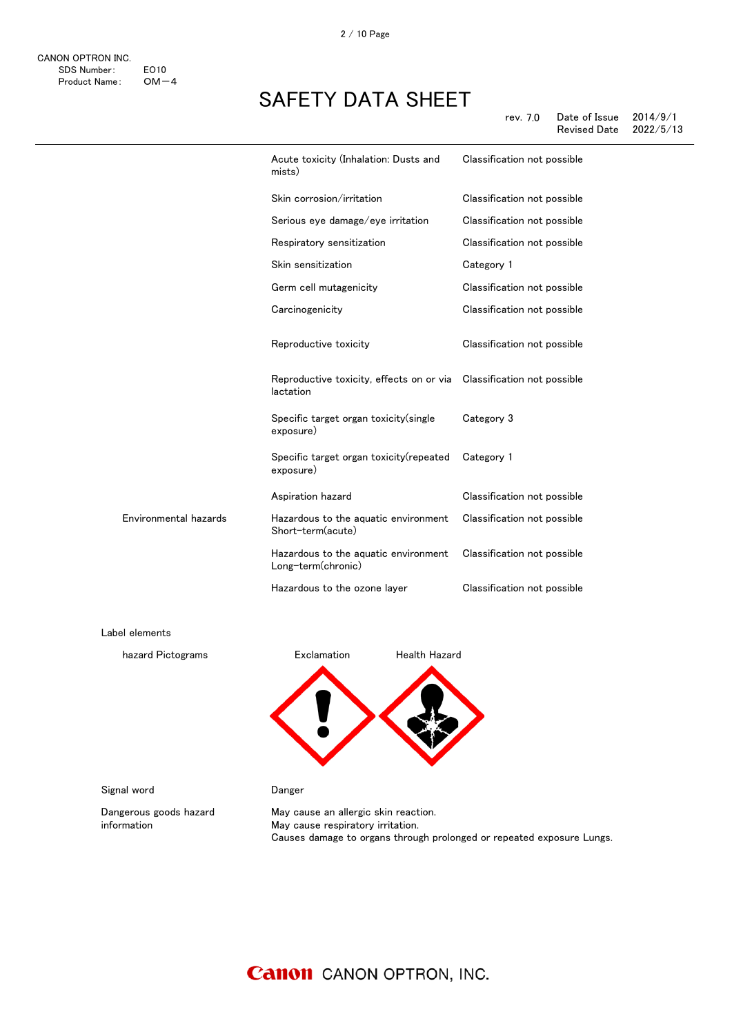| | | |
|---|---|---|
| | Acute toxicity (Inhalation: Dusts and mists) | Classification not possible |
| | Skin corrosion/irritation | Classification not possible |
| | Serious eye damage/eye irritation | Classification not possible |
| | Respiratory sensitization | Classification not possible |
| | Skin sensitization | Category 1 |
| | Germ cell mutagenicity | Classification not possible |
| | Carcinogenicity | Classification not possible |
| | Reproductive toxicity | Classification not possible |
| | Reproductive toxicity, effects on or via lactation | Classification not possible |
| | Specific target organ toxicity(single exposure) | Category 3 |
| | Specific target organ toxicity(repeated exposure) | Category 1 |
| | Aspiration hazard | Classification not possible |
| Environmental hazards | Hazardous to the aquatic environment Short-term(acute) | Classification not possible |
| | Hazardous to the aquatic environment Long-term(chronic) | Classification not possible |
| | Hazardous to the ozone layer | Classification not possible |

Label elements

hazard Pictograms: Exclamation, Health Hazard

Signal word: Danger

Dangerous goods hazard information:
May cause an allergic skin reaction.
May cause respiratory irritation.
Causes damage to organs through prolonged or repeated exposure Lungs.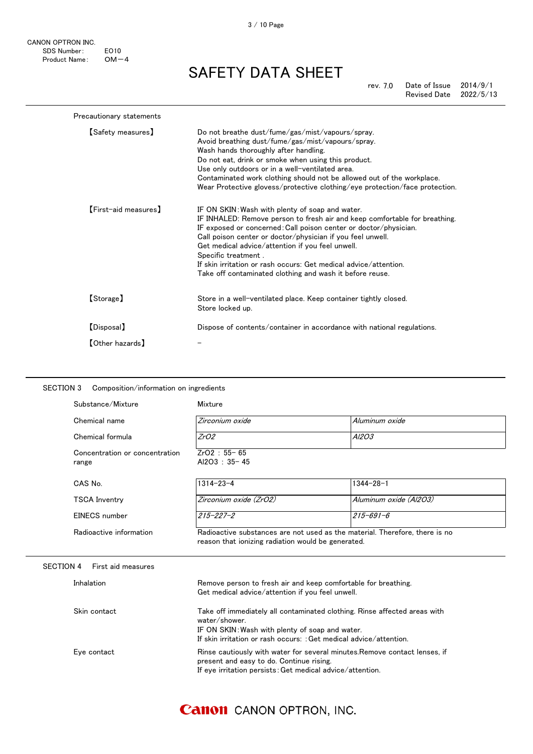Precautionary statements

| | |
|---|---|
| 【Safety measures】 | Do not breathe dust/fume/gas/mist/vapours/spray.<br>Avoid breathing dust/fume/gas/mist/vapours/spray.<br>Wash hands thoroughly after handling.<br>Do not eat, drink or smoke when using this product.<br>Use only outdoors or in a well-ventilated area.<br>Contaminated work clothing should not be allowed out of the workplace.<br>Wear Protective glovess/protective clothing/eye protection/face protection. |
| 【First-aid measures】 | IF ON SKIN: Wash with plenty of soap and water.<br>IF INHALED: Remove person to fresh air and keep comfortable for breathing.<br>IF exposed or concerned: Call poison center or doctor/physician.<br>Call poison center or doctor/physician if you feel unwell.<br>Get medical advice/attention if you feel unwell.<br>Specific treatment .<br>If skin irritation or rash occurs: Get medical advice/attention.<br>Take off contaminated clothing and wash it before reuse. |
| 【Storage】 | Store in a well-ventilated place. Keep container tightly closed.<br>Store locked up. |
| 【Disposal】 | Dispose of contents/container in accordance with national regulations. |
| 【Other hazards】 | – |

## SECTION 3　Composition/information on ingredients

| | | |
|---|---|---|
| Substance/Mixture | Mixture | |
| Chemical name | *Zirconium oxide* | *Aluminum oxide* |
| Chemical formula | *$ZrO_2$* | *$Al_2O_3$* |
| Concentration or concentration range | $ZrO_2$ : 55– 65<br>$Al_2O_3$ : 35– 45 | |
| CAS No. | 1314–23–4 | 1344–28–1 |
| TSCA Inventry | *Zirconium oxide ($ZrO_2$)* | *Aluminum oxide ($Al_2O_3$)* |
| EINECS number | *215–227–2* | *215–691–6* |
| Radioactive information | Radioactive substances are not used as the material. Therefore, there is no reason that ionizing radiation would be generated. | |

## SECTION 4　First aid measures

| | |
|---|---|
| Inhalation | Remove person to fresh air and keep comfortable for breathing.<br>Get medical advice/attention if you feel unwell. |
| Skin contact | Take off immediately all contaminated clothing. Rinse affected areas with water/shower.<br>IF ON SKIN: Wash with plenty of soap and water.<br>If skin irritation or rash occurs: : Get medical advice/attention. |
| Eye contact | Rinse cautiously with water for several minutes.Remove contact lenses, if present and easy to do. Continue rising.<br>If eye irritation persists: Get medical advice/attention. |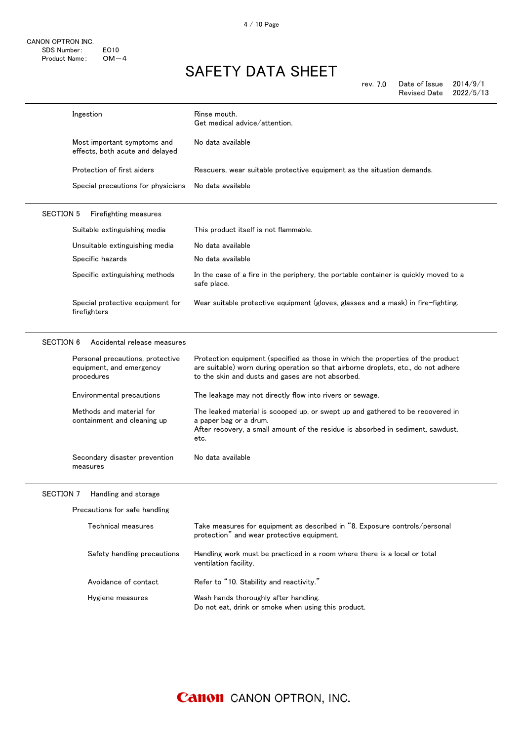| | |
|---|---|
| Ingestion | Rinse mouth.<br>Get medical advice/attention. |
| Most important symptoms and effects, both acute and delayed | No data available |
| Protection of first aiders | Rescuers, wear suitable protective equipment as the situation demands. |
| Special precautions for physicians | No data available |

## SECTION 5 Firefighting measures

| | |
|---|---|
| Suitable extinguishing media | This product itself is not flammable. |
| Unsuitable extinguishing media | No data available |
| Specific hazards | No data available |
| Specific extinguishing methods | In the case of a fire in the periphery, the portable container is quickly moved to a safe place. |
| Special protective equipment for firefighters | Wear suitable protective equipment (gloves, glasses and a mask) in fire-fighting. |

## SECTION 6 Accidental release measures

| | |
|---|---|
| Personal precautions, protective equipment, and emergency procedures | Protection equipment (specified as those in which the properties of the product are suitable) worn during operation so that airborne droplets, etc., do not adhere to the skin and dusts and gases are not absorbed. |
| Environmental precautions | The leakage may not directly flow into rivers or sewage. |
| Methods and material for containment and cleaning up | The leaked material is scooped up, or swept up and gathered to be recovered in a paper bag or a drum.<br>After recovery, a small amount of the residue is absorbed in sediment, sawdust, etc. |
| Secondary disaster prevention measures | No data available |

## SECTION 7 Handling and storage

Precautions for safe handling

| | |
|---|---|
| Technical measures | Take measures for equipment as described in “8. Exposure controls/personal protection” and wear protective equipment. |
| Safety handling precautions | Handling work must be practiced in a room where there is a local or total ventilation facility. |
| Avoidance of contact | Refer to “10. Stability and reactivity.” |
| Hygiene measures | Wash hands thoroughly after handling.<br>Do not eat, drink or smoke when using this product. |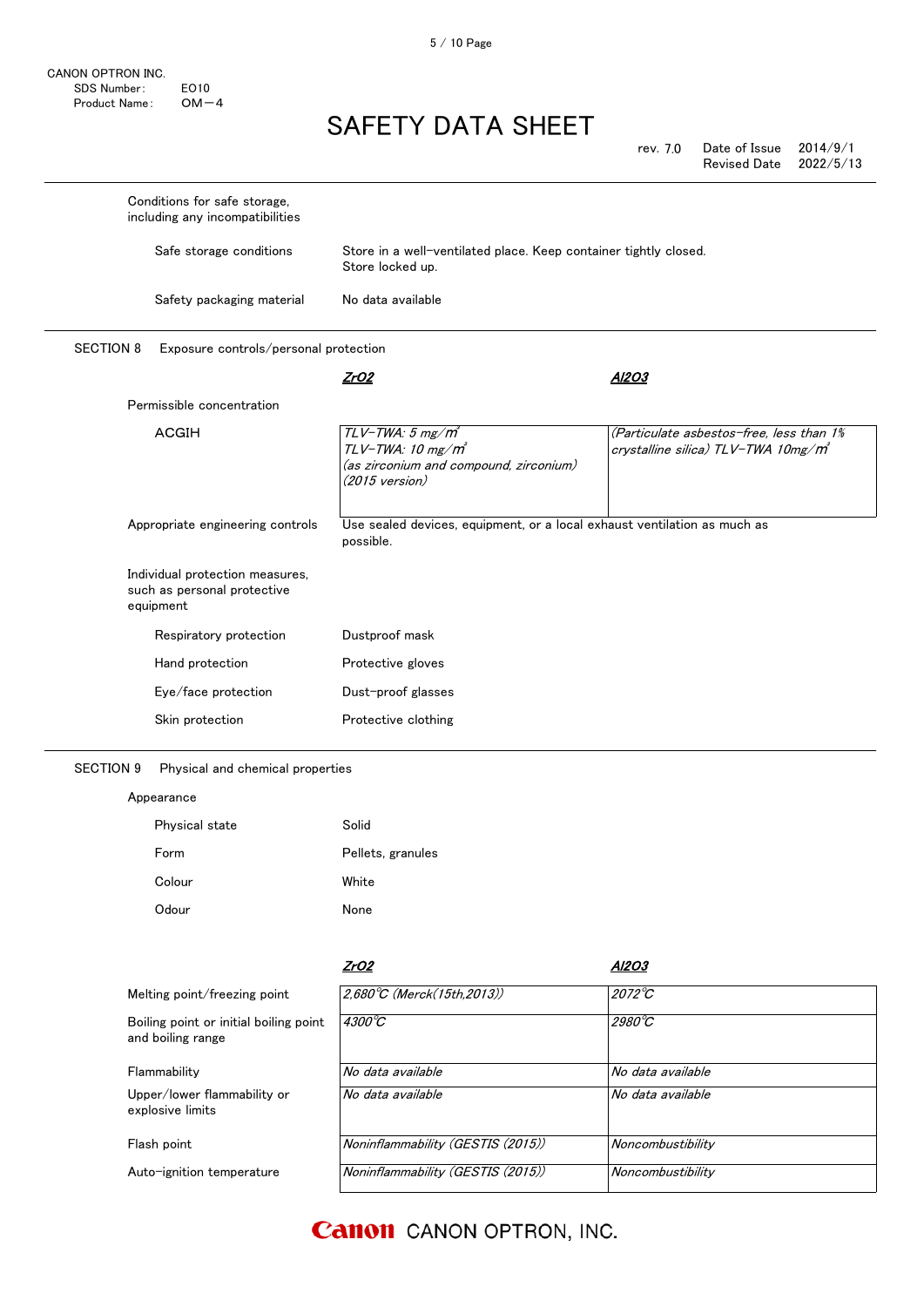Conditions for safe storage, including any incompatibilities

| | |
|---|---|
| Safe storage conditions | Store in a well-ventilated place. Keep container tightly closed. Store locked up. |
| Safety packaging material | No data available |

## SECTION 8 Exposure controls/personal protection

| | $ZrO_2$ | $Al_2O_3$ |
|---|---|---|
| Permissible concentration | | |
| ACGIH | TLV-TWA: 5 mg/m³<br>TLV-TWA: 10 mg/m³<br>(as zirconium and compound, zirconium)<br>(2015 version) | (Particulate asbestos-free, less than 1% crystalline silica) TLV-TWA 10mg/m³ |

| | |
|---|---|
| Appropriate engineering controls | Use sealed devices, equipment, or a local exhaust ventilation as much as possible. |
| Individual protection measures, such as personal protective equipment | |
| Respiratory protection | Dustproof mask |
| Hand protection | Protective gloves |
| Eye/face protection | Dust-proof glasses |
| Skin protection | Protective clothing |

## SECTION 9 Physical and chemical properties

Appearance

| | |
|---|---|
| Physical state | Solid |
| Form | Pellets, granules |
| Colour | White |
| Odour | None |

| | $ZrO_2$ | $Al_2O_3$ |
|---|---|---|
| Melting point/freezing point | 2,680℃ (Merck(15th,2013)) | 2072℃ |
| Boiling point or initial boiling point and boiling range | 4300℃ | 2980℃ |
| Flammability | No data available | No data available |
| Upper/lower flammability or explosive limits | No data available | No data available |
| Flash point | Noninflammability (GESTIS (2015)) | Noncombustibility |
| Auto-ignition temperature | Noninflammability (GESTIS (2015)) | Noncombustibility |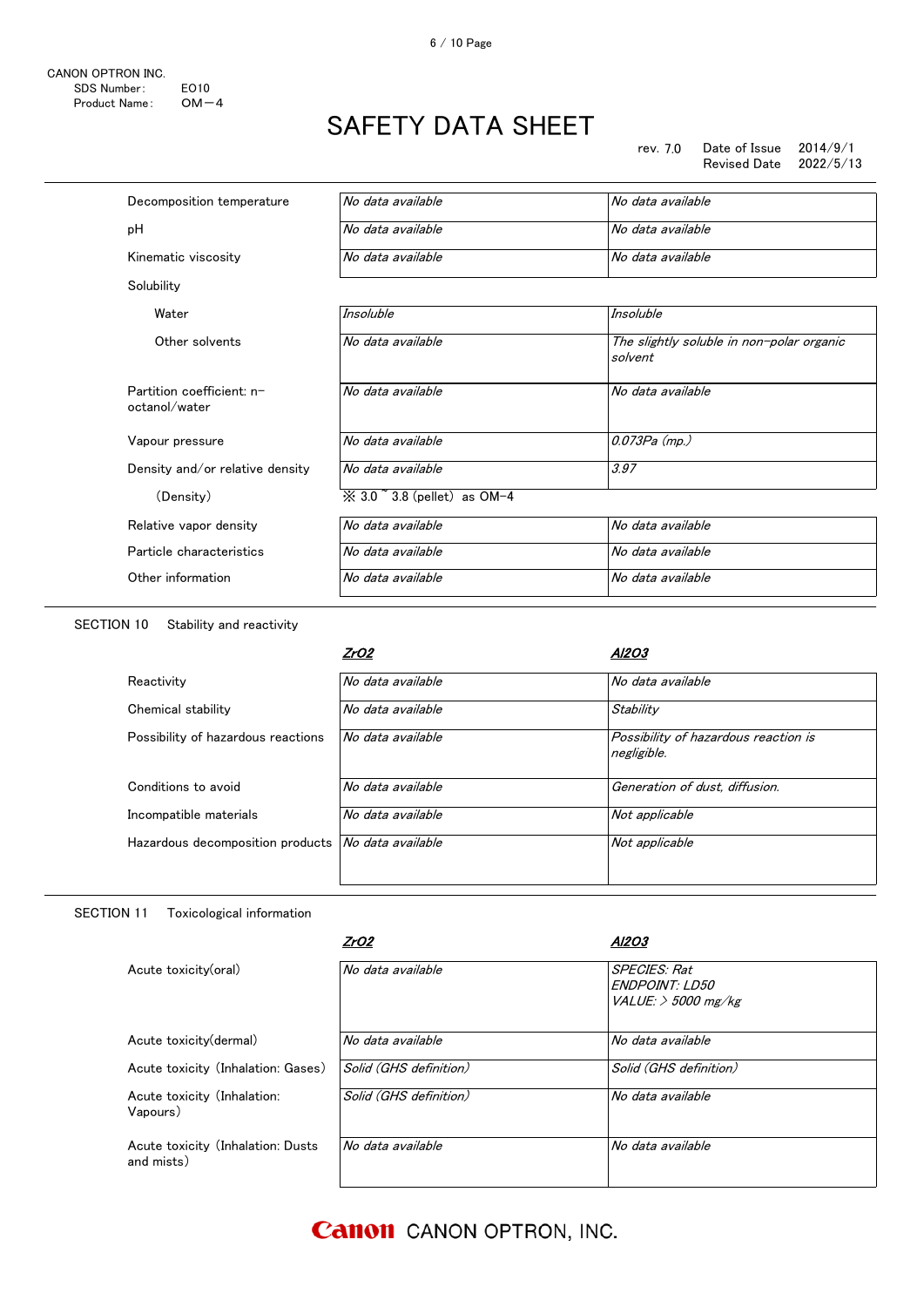| | | |
|---|---|---|
| Decomposition temperature | *No data available* | *No data available* |
| pH | *No data available* | *No data available* |
| Kinematic viscosity | *No data available* | *No data available* |
| Solubility | | |
| Water | *Insoluble* | *Insoluble* |
| Other solvents | *No data available* | *The slightly soluble in non-polar organic solvent* |
| Partition coefficient: n-octanol/water | *No data available* | *No data available* |
| Vapour pressure | *No data available* | *0.073Pa (mp.)* |
| Density and/or relative density | *No data available* | *3.97* |
| (Density) | ※ 3.0 ~ 3.8 (pellet) as OM-4 | |
| Relative vapor density | *No data available* | *No data available* |
| Particle characteristics | *No data available* | *No data available* |
| Other information | *No data available* | *No data available* |

SECTION 10 Stability and reactivity

| | ***$ZrO_2$*** | ***$Al_2O_3$*** |
|---|---|---|
| Reactivity | *No data available* | *No data available* |
| Chemical stability | *No data available* | *Stability* |
| Possibility of hazardous reactions | *No data available* | *Possibility of hazardous reaction is negligible.* |
| Conditions to avoid | *No data available* | *Generation of dust, diffusion.* |
| Incompatible materials | *No data available* | *Not applicable* |
| Hazardous decomposition products | *No data available* | *Not applicable* |

SECTION 11 Toxicological information

| | ***$ZrO_2$*** | ***$Al_2O_3$*** |
|---|---|---|
| Acute toxicity(oral) | *No data available* | *SPECIES: Rat*<br>*ENDPOINT: LD50*<br>*VALUE: > 5000 mg/kg* |
| Acute toxicity(dermal) | *No data available* | *No data available* |
| Acute toxicity (Inhalation: Gases) | *Solid (GHS definition)* | *Solid (GHS definition)* |
| Acute toxicity (Inhalation: Vapours) | *Solid (GHS definition)* | *No data available* |
| Acute toxicity (Inhalation: Dusts and mists) | *No data available* | *No data available* |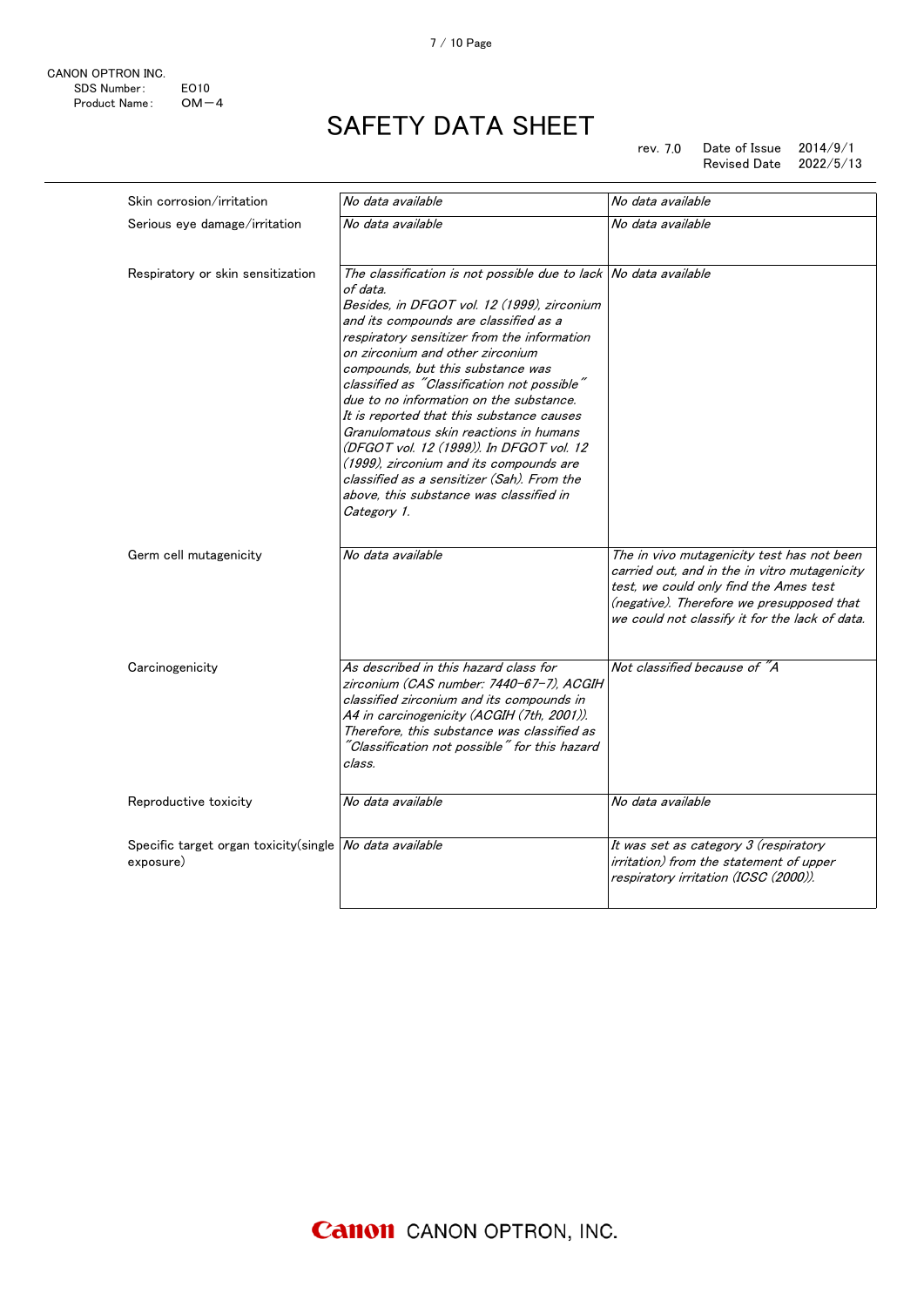CANON OPTRON INC.
SDS Number: EO10
Product Name: OM－4

# SAFETY DATA SHEET

rev. 7.0 Date of Issue 2014/9/1
Revised Date 2022/5/13

| | | |
|---|---|---|
| Skin corrosion/irritation | *No data available* | *No data available* |
| Serious eye damage/irritation | *No data available* | *No data available* |
| Respiratory or skin sensitization | *The classification is not possible due to lack of data. Besides, in DFGOT vol. 12 (1999), zirconium and its compounds are classified as a respiratory sensitizer from the information on zirconium and other zirconium compounds, but this substance was classified as "Classification not possible" due to no information on the substance. It is reported that this substance causes Granulomatous skin reactions in humans (DFGOT vol. 12 (1999)). In DFGOT vol. 12 (1999), zirconium and its compounds are classified as a sensitizer (Sah). From the above, this substance was classified in Category 1.* | *No data available* |
| Germ cell mutagenicity | *No data available* | *The in vivo mutagenicity test has not been carried out, and in the in vitro mutagenicity test, we could only find the Ames test (negative). Therefore we presupposed that we could not classify it for the lack of data.* |
| Carcinogenicity | *As described in this hazard class for zirconium (CAS number: 7440-67-7), ACGIH classified zirconium and its compounds in A4 in carcinogenicity (ACGIH (7th, 2001)). Therefore, this substance was classified as "Classification not possible" for this hazard class.* | *Not classified because of "A* |
| Reproductive toxicity | *No data available* | *No data available* |
| Specific target organ toxicity(single exposure) | *No data available* | *It was set as category 3 (respiratory irritation) from the statement of upper respiratory irritation (ICSC (2000)).* |

Canon CANON OPTRON, INC.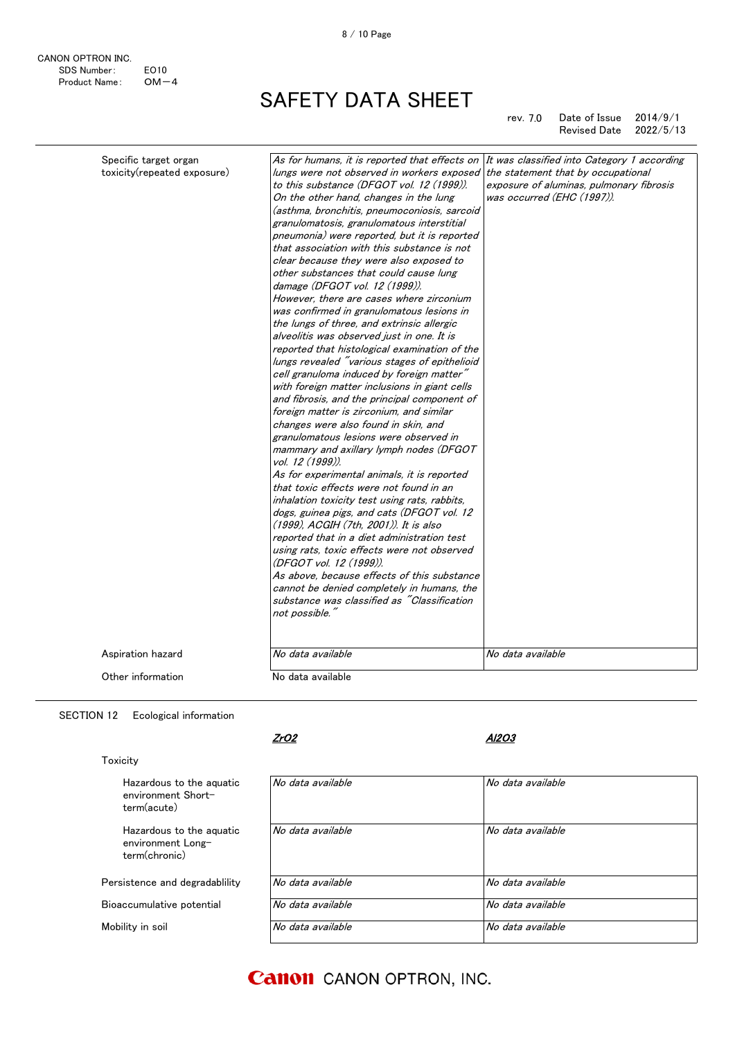CANON OPTRON INC.
SDS Number: EO10
Product Name: OM−4

# SAFETY DATA SHEET

rev. 7.0 Date of Issue 2014/9/1
Revised Date 2022/5/13

| | | |
|---|---|---|
| Specific target organ toxicity(repeated exposure) | *As for humans, it is reported that effects on lungs were not observed in workers exposed to this substance (DFGOT vol. 12 (1999)). On the other hand, changes in the lung (asthma, bronchitis, pneumoconiosis, sarcoid granulomatosis, granulomatous interstitial pneumonia) were reported, but it is reported that association with this substance is not clear because they were also exposed to other substances that could cause lung damage (DFGOT vol. 12 (1999)). However, there are cases where zirconium was confirmed in granulomatous lesions in the lungs of three, and extrinsic allergic alveolitis was observed just in one. It is reported that histological examination of the lungs revealed "various stages of epithelioid cell granuloma induced by foreign matter" with foreign matter inclusions in giant cells and fibrosis, and the principal component of foreign matter is zirconium, and similar changes were also found in skin, and granulomatous lesions were observed in mammary and axillary lymph nodes (DFGOT vol. 12 (1999)). As for experimental animals, it is reported that toxic effects were not found in an inhalation toxicity test using rats, rabbits, dogs, guinea pigs, and cats (DFGOT vol. 12 (1999), ACGIH (7th, 2001)). It is also reported that in a diet administration test using rats, toxic effects were not observed (DFGOT vol. 12 (1999)). As above, because effects of this substance cannot be denied completely in humans, the substance was classified as "Classification not possible."* | *It was classified into Category 1 according the statement that by occupational exposure of aluminas, pulmonary fibrosis was occurred (EHC (1997)).* |
| Aspiration hazard | *No data available* | *No data available* |
| Other information | No data available | |

## SECTION 12 Ecological information

| | ***ZrO2*** | ***Al2O3*** |
|---|---|---|
| **Toxicity** | | |
| Hazardous to the aquatic environment Short-term(acute) | *No data available* | *No data available* |
| Hazardous to the aquatic environment Long-term(chronic) | *No data available* | *No data available* |
| Persistence and degradablility | *No data available* | *No data available* |
| Bioaccumulative potential | *No data available* | *No data available* |
| Mobility in soil | *No data available* | *No data available* |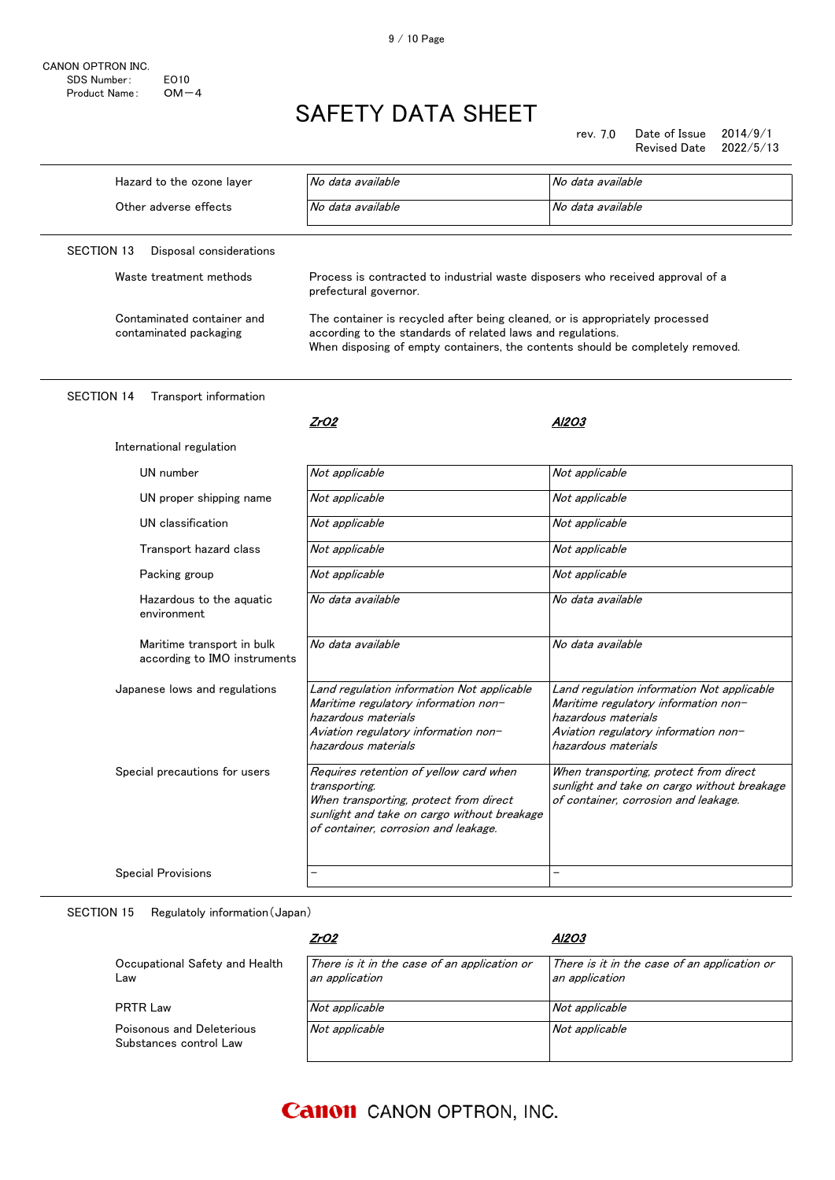| | | |
|---|---|---|
| Hazard to the ozone layer | *No data available* | *No data available* |
| Other adverse effects | *No data available* | *No data available* |

## SECTION 13 Disposal considerations

| | |
|---|---|
| Waste treatment methods | Process is contracted to industrial waste disposers who received approval of a prefectural governor. |
| Contaminated container and contaminated packaging | The container is recycled after being cleaned, or is appropriately processed according to the standards of related laws and regulations. When disposing of empty containers, the contents should be completely removed. |

## SECTION 14 Transport information

| | ***$ZrO_2$*** | ***$Al_2O_3$*** |
|---|---|---|
| International regulation | | |
| UN number | *Not applicable* | *Not applicable* |
| UN proper shipping name | *Not applicable* | *Not applicable* |
| UN classification | *Not applicable* | *Not applicable* |
| Transport hazard class | *Not applicable* | *Not applicable* |
| Packing group | *Not applicable* | *Not applicable* |
| Hazardous to the aquatic environment | *No data available* | *No data available* |
| Maritime transport in bulk according to IMO instruments | *No data available* | *No data available* |
| Japanese lows and regulations | *Land regulation information Not applicable Maritime regulatory information non-hazardous materials Aviation regulatory information non-hazardous materials* | *Land regulation information Not applicable Maritime regulatory information non-hazardous materials Aviation regulatory information non-hazardous materials* |
| Special precautions for users | *Requires retention of yellow card when transporting. When transporting, protect from direct sunlight and take on cargo without breakage of container, corrosion and leakage.* | *When transporting, protect from direct sunlight and take on cargo without breakage of container, corrosion and leakage.* |
| Special Provisions | – | – |

## SECTION 15 Regulatoly information (Japan)

| | ***$ZrO_2$*** | ***$Al_2O_3$*** |
|---|---|---|
| Occupational Safety and Health Law | *There is it in the case of an application or an application* | *There is it in the case of an application or an application* |
| PRTR Law | *Not applicable* | *Not applicable* |
| Poisonous and Deleterious Substances control Law | *Not applicable* | *Not applicable* |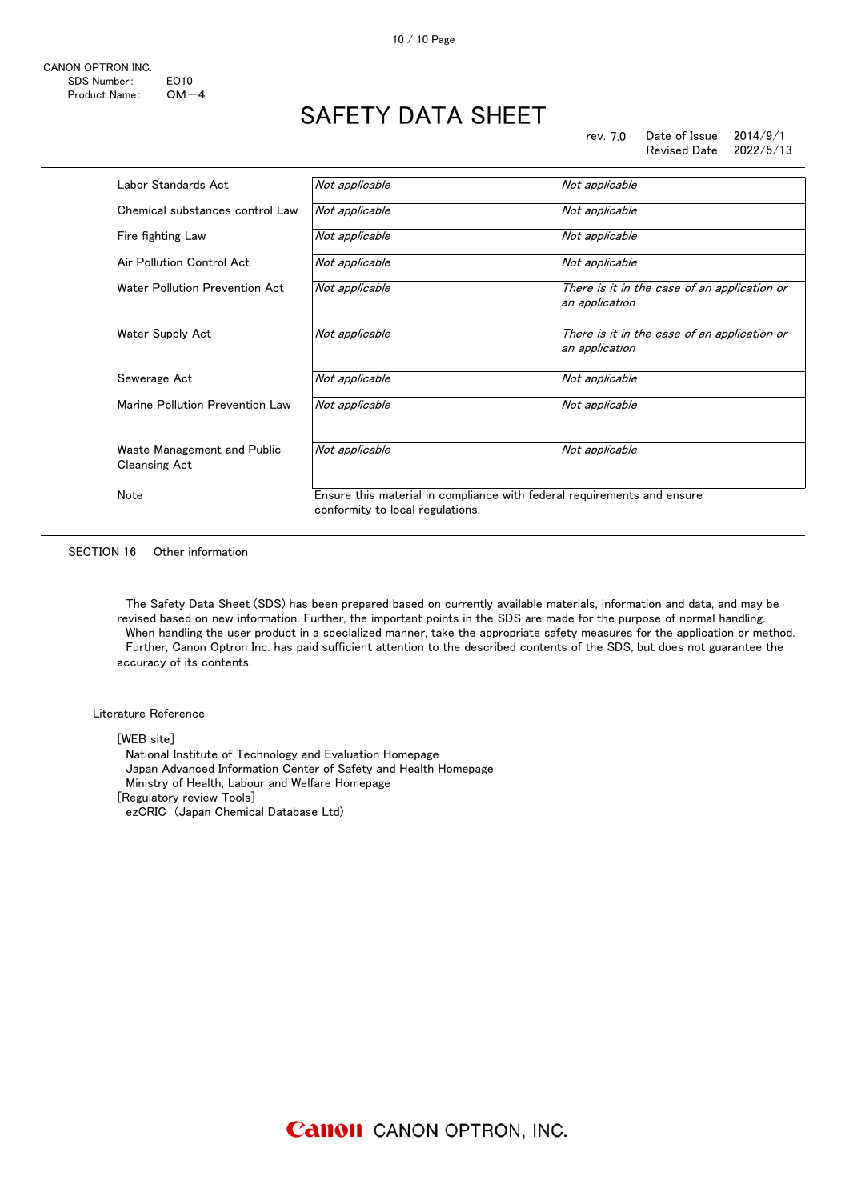CANON OPTRON INC.
SDS Number: EO10
Product Name: OM－4

# SAFETY DATA SHEET

rev. 7.0 Date of Issue 2014/9/1
Revised Date 2022/5/13

| | | |
|---|---|---|
| Labor Standards Act | *Not applicable* | *Not applicable* |
| Chemical substances control Law | *Not applicable* | *Not applicable* |
| Fire fighting Law | *Not applicable* | *Not applicable* |
| Air Pollution Control Act | *Not applicable* | *Not applicable* |
| Water Pollution Prevention Act | *Not applicable* | *There is it in the case of an application or an application* |
| Water Supply Act | *Not applicable* | *There is it in the case of an application or an application* |
| Sewerage Act | *Not applicable* | *Not applicable* |
| Marine Pollution Prevention Law | *Not applicable* | *Not applicable* |
| Waste Management and Public Cleansing Act | *Not applicable* | *Not applicable* |
| Note | Ensure this material in compliance with federal requirements and ensure conformity to local regulations. | |

## SECTION 16 Other information

The Safety Data Sheet (SDS) has been prepared based on currently available materials, information and data, and may be revised based on new information. Further, the important points in the SDS are made for the purpose of normal handling.
When handling the user product in a specialized manner, take the appropriate safety measures for the application or method.
Further, Canon Optron Inc. has paid sufficient attention to the described contents of the SDS, but does not guarantee the accuracy of its contents.

### Literature Reference

[WEB site]
National Institute of Technology and Evaluation Homepage
Japan Advanced Information Center of Safety and Health Homepage
Ministry of Health, Labour and Welfare Homepage
[Regulatory review Tools]
ezCRIC（Japan Chemical Database Ltd）

Canon CANON OPTRON, INC.